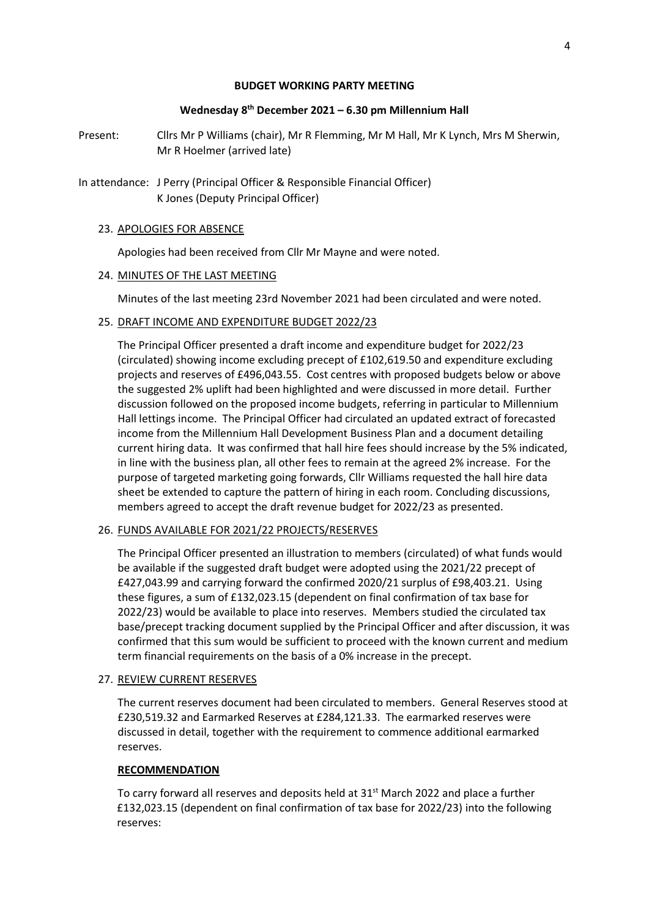# BUDGET WORKING PARTY MEETING

## Wednesday 8th December 2021 – 6.30 pm Millennium Hall

Present: Cllrs Mr P Williams (chair), Mr R Flemming, Mr M Hall, Mr K Lynch, Mrs M Sherwin, Mr R Hoelmer (arrived late)

In attendance: J Perry (Principal Officer & Responsible Financial Officer)
K Jones (Deputy Principal Officer)

23. APOLOGIES FOR ABSENCE

Apologies had been received from Cllr Mr Mayne and were noted.

24. MINUTES OF THE LAST MEETING

Minutes of the last meeting 23rd November 2021 had been circulated and were noted.

25. DRAFT INCOME AND EXPENDITURE BUDGET 2022/23

The Principal Officer presented a draft income and expenditure budget for 2022/23 (circulated) showing income excluding precept of £102,619.50 and expenditure excluding projects and reserves of £496,043.55. Cost centres with proposed budgets below or above the suggested 2% uplift had been highlighted and were discussed in more detail. Further discussion followed on the proposed income budgets, referring in particular to Millennium Hall lettings income. The Principal Officer had circulated an updated extract of forecasted income from the Millennium Hall Development Business Plan and a document detailing current hiring data. It was confirmed that hall hire fees should increase by the 5% indicated, in line with the business plan, all other fees to remain at the agreed 2% increase. For the purpose of targeted marketing going forwards, Cllr Williams requested the hall hire data sheet be extended to capture the pattern of hiring in each room. Concluding discussions, members agreed to accept the draft revenue budget for 2022/23 as presented.

26. FUNDS AVAILABLE FOR 2021/22 PROJECTS/RESERVES

The Principal Officer presented an illustration to members (circulated) of what funds would be available if the suggested draft budget were adopted using the 2021/22 precept of £427,043.99 and carrying forward the confirmed 2020/21 surplus of £98,403.21. Using these figures, a sum of £132,023.15 (dependent on final confirmation of tax base for 2022/23) would be available to place into reserves. Members studied the circulated tax base/precept tracking document supplied by the Principal Officer and after discussion, it was confirmed that this sum would be sufficient to proceed with the known current and medium term financial requirements on the basis of a 0% increase in the precept.

27. REVIEW CURRENT RESERVES

The current reserves document had been circulated to members. General Reserves stood at £230,519.32 and Earmarked Reserves at £284,121.33. The earmarked reserves were discussed in detail, together with the requirement to commence additional earmarked reserves.

**RECOMMENDATION**

To carry forward all reserves and deposits held at 31st March 2022 and place a further £132,023.15 (dependent on final confirmation of tax base for 2022/23) into the following reserves: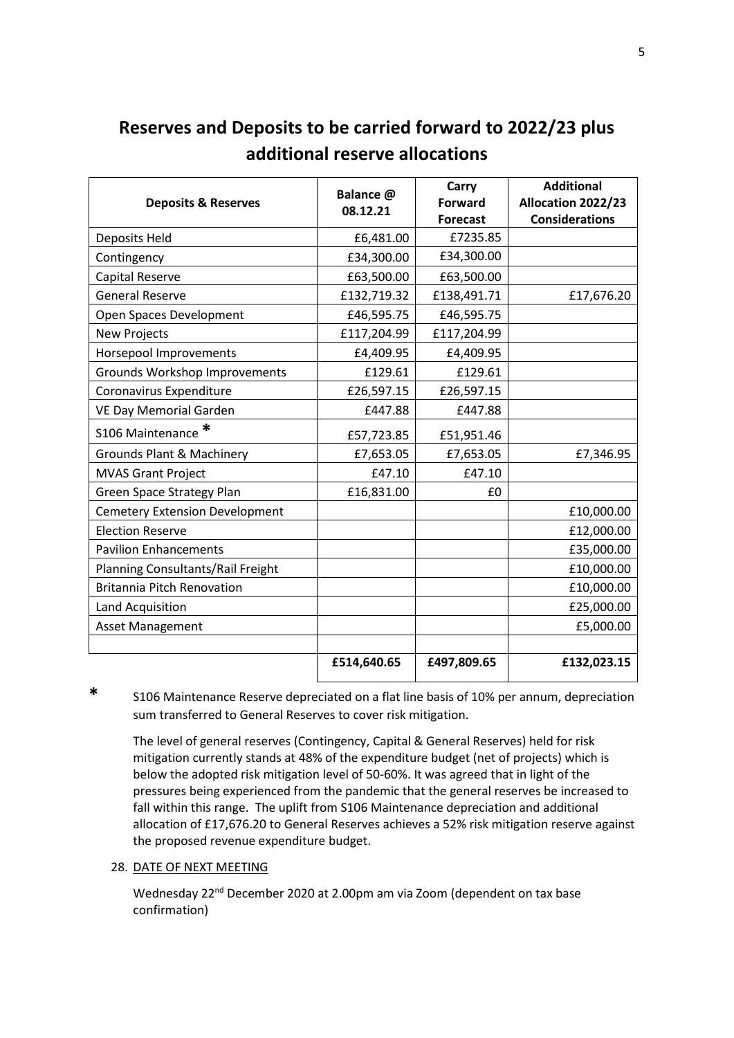# Reserves and Deposits to be carried forward to 2022/23 plus additional reserve allocations

| Deposits & Reserves | Balance @ 08.12.21 | Carry Forward Forecast | Additional Allocation 2022/23 Considerations |
|---|---|---|---|
| Deposits Held | £6,481.00 | £7235.85 | |
| Contingency | £34,300.00 | £34,300.00 | |
| Capital Reserve | £63,500.00 | £63,500.00 | |
| General Reserve | £132,719.32 | £138,491.71 | £17,676.20 |
| Open Spaces Development | £46,595.75 | £46,595.75 | |
| New Projects | £117,204.99 | £117,204.99 | |
| Horsepool Improvements | £4,409.95 | £4,409.95 | |
| Grounds Workshop Improvements | £129.61 | £129.61 | |
| Coronavirus Expenditure | £26,597.15 | £26,597.15 | |
| VE Day Memorial Garden | £447.88 | £447.88 | |
| S106 Maintenance * | £57,723.85 | £51,951.46 | |
| Grounds Plant & Machinery | £7,653.05 | £7,653.05 | £7,346.95 |
| MVAS Grant Project | £47.10 | £47.10 | |
| Green Space Strategy Plan | £16,831.00 | £0 | |
| Cemetery Extension Development | | | £10,000.00 |
| Election Reserve | | | £12,000.00 |
| Pavilion Enhancements | | | £35,000.00 |
| Planning Consultants/Rail Freight | | | £10,000.00 |
| Britannia Pitch Renovation | | | £10,000.00 |
| Land Acquisition | | | £25,000.00 |
| Asset Management | | | £5,000.00 |
| | | | |
| | **£514,640.65** | **£497,809.65** | **£132,023.15** |

\* S106 Maintenance Reserve depreciated on a flat line basis of 10% per annum, depreciation sum transferred to General Reserves to cover risk mitigation.

The level of general reserves (Contingency, Capital & General Reserves) held for risk mitigation currently stands at 48% of the expenditure budget (net of projects) which is below the adopted risk mitigation level of 50-60%. It was agreed that in light of the pressures being experienced from the pandemic that the general reserves be increased to fall within this range. The uplift from S106 Maintenance depreciation and additional allocation of £17,676.20 to General Reserves achieves a 52% risk mitigation reserve against the proposed revenue expenditure budget.

28. DATE OF NEXT MEETING

    Wednesday 22nd December 2020 at 2.00pm am via Zoom (dependent on tax base confirmation)